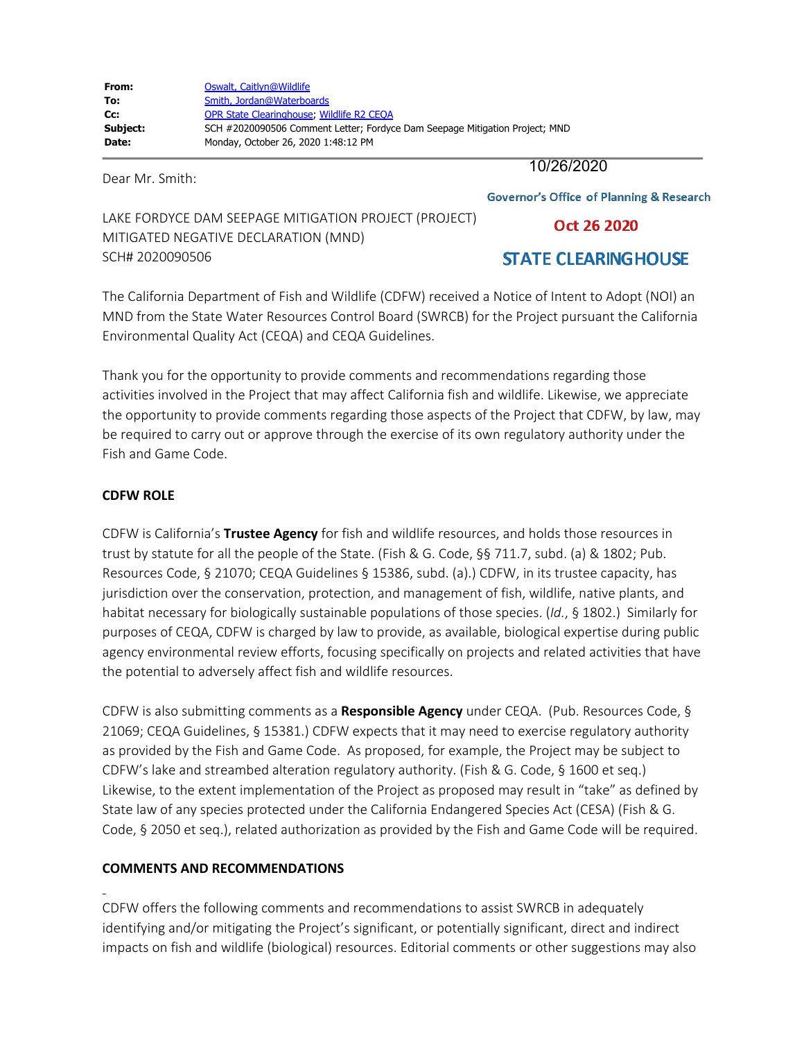| | |
|---|---|
| **From:** | Oswalt, Caitlyn@Wildlife |
| **To:** | Smith, Jordan@Waterboards |
| **Cc:** | OPR State Clearinghouse; Wildlife R2 CEQA |
| **Subject:** | SCH #2020090506 Comment Letter; Fordyce Dam Seepage Mitigation Project; MND |
| **Date:** | Monday, October 26, 2020 1:48:12 PM |

10/26/2020

Governor's Office of Planning & Research

Oct 26 2020

STATE CLEARINGHOUSE

Dear Mr. Smith:

LAKE FORDYCE DAM SEEPAGE MITIGATION PROJECT (PROJECT)
MITIGATED NEGATIVE DECLARATION (MND)
SCH# 2020090506

The California Department of Fish and Wildlife (CDFW) received a Notice of Intent to Adopt (NOI) an MND from the State Water Resources Control Board (SWRCB) for the Project pursuant the California Environmental Quality Act (CEQA) and CEQA Guidelines.

Thank you for the opportunity to provide comments and recommendations regarding those activities involved in the Project that may affect California fish and wildlife. Likewise, we appreciate the opportunity to provide comments regarding those aspects of the Project that CDFW, by law, may be required to carry out or approve through the exercise of its own regulatory authority under the Fish and Game Code.

**CDFW ROLE**

CDFW is California's **Trustee Agency** for fish and wildlife resources, and holds those resources in trust by statute for all the people of the State. (Fish & G. Code, §§ 711.7, subd. (a) & 1802; Pub. Resources Code, § 21070; CEQA Guidelines § 15386, subd. (a).) CDFW, in its trustee capacity, has jurisdiction over the conservation, protection, and management of fish, wildlife, native plants, and habitat necessary for biologically sustainable populations of those species. (*Id.*, § 1802.) Similarly for purposes of CEQA, CDFW is charged by law to provide, as available, biological expertise during public agency environmental review efforts, focusing specifically on projects and related activities that have the potential to adversely affect fish and wildlife resources.

CDFW is also submitting comments as a **Responsible Agency** under CEQA. (Pub. Resources Code, § 21069; CEQA Guidelines, § 15381.) CDFW expects that it may need to exercise regulatory authority as provided by the Fish and Game Code. As proposed, for example, the Project may be subject to CDFW's lake and streambed alteration regulatory authority. (Fish & G. Code, § 1600 et seq.) Likewise, to the extent implementation of the Project as proposed may result in "take" as defined by State law of any species protected under the California Endangered Species Act (CESA) (Fish & G. Code, § 2050 et seq.), related authorization as provided by the Fish and Game Code will be required.

**COMMENTS AND RECOMMENDATIONS**

CDFW offers the following comments and recommendations to assist SWRCB in adequately identifying and/or mitigating the Project's significant, or potentially significant, direct and indirect impacts on fish and wildlife (biological) resources. Editorial comments or other suggestions may also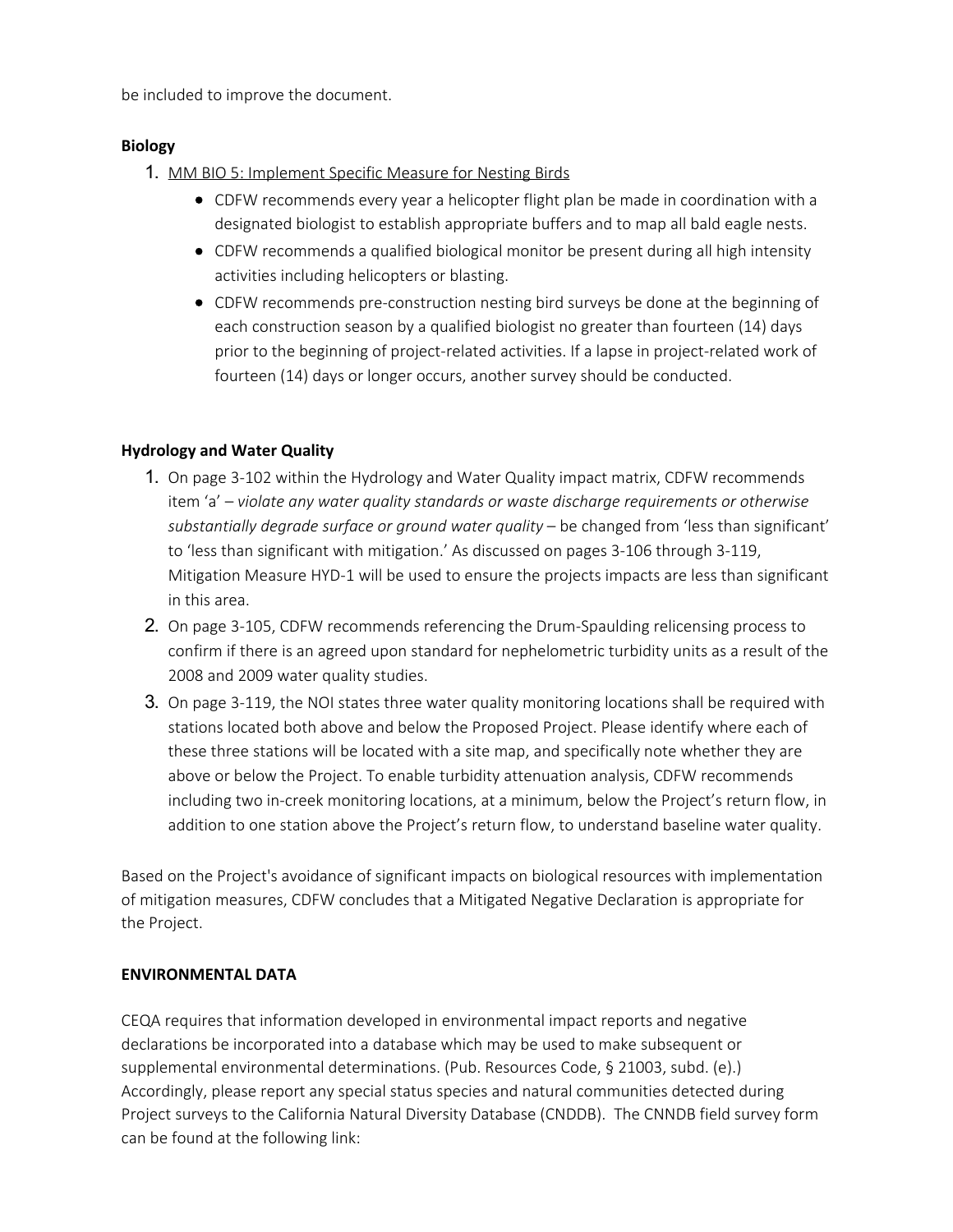be included to improve the document.

**Biology**

1. <u>MM BIO 5: Implement Specific Measure for Nesting Birds</u>
    - CDFW recommends every year a helicopter flight plan be made in coordination with a designated biologist to establish appropriate buffers and to map all bald eagle nests.
    - CDFW recommends a qualified biological monitor be present during all high intensity activities including helicopters or blasting.
    - CDFW recommends pre-construction nesting bird surveys be done at the beginning of each construction season by a qualified biologist no greater than fourteen (14) days prior to the beginning of project-related activities. If a lapse in project-related work of fourteen (14) days or longer occurs, another survey should be conducted.

**Hydrology and Water Quality**

1. On page 3-102 within the Hydrology and Water Quality impact matrix, CDFW recommends item 'a' – *violate any water quality standards or waste discharge requirements or otherwise substantially degrade surface or ground water quality* – be changed from 'less than significant' to 'less than significant with mitigation.' As discussed on pages 3-106 through 3-119, Mitigation Measure HYD-1 will be used to ensure the projects impacts are less than significant in this area.
2. On page 3-105, CDFW recommends referencing the Drum-Spaulding relicensing process to confirm if there is an agreed upon standard for nephelometric turbidity units as a result of the 2008 and 2009 water quality studies.
3. On page 3-119, the NOI states three water quality monitoring locations shall be required with stations located both above and below the Proposed Project. Please identify where each of these three stations will be located with a site map, and specifically note whether they are above or below the Project. To enable turbidity attenuation analysis, CDFW recommends including two in-creek monitoring locations, at a minimum, below the Project's return flow, in addition to one station above the Project's return flow, to understand baseline water quality.

Based on the Project's avoidance of significant impacts on biological resources with implementation of mitigation measures, CDFW concludes that a Mitigated Negative Declaration is appropriate for the Project.

**ENVIRONMENTAL DATA**

CEQA requires that information developed in environmental impact reports and negative declarations be incorporated into a database which may be used to make subsequent or supplemental environmental determinations. (Pub. Resources Code, § 21003, subd. (e).) Accordingly, please report any special status species and natural communities detected during Project surveys to the California Natural Diversity Database (CNDDB). The CNNDB field survey form can be found at the following link: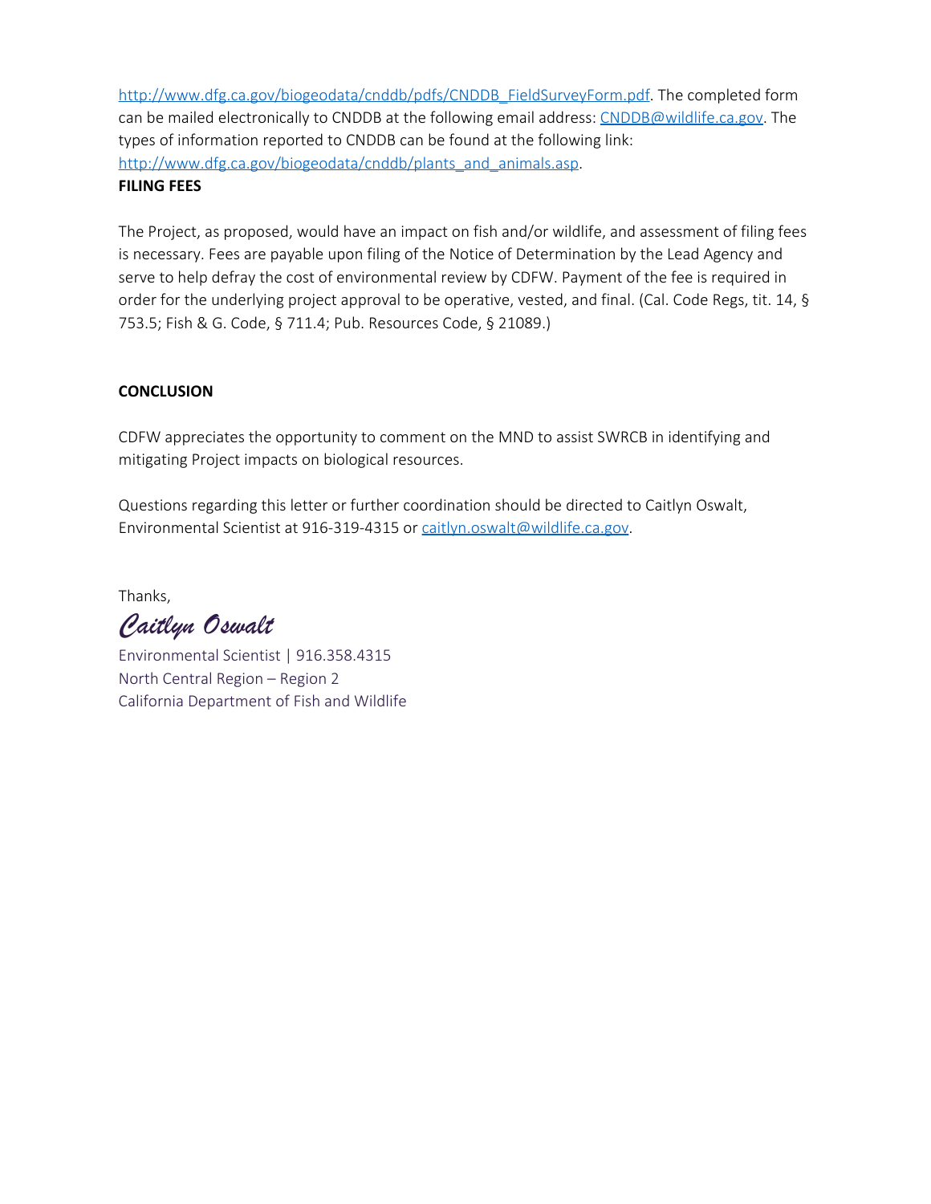http://www.dfg.ca.gov/biogeodata/cnddb/pdfs/CNDDB_FieldSurveyForm.pdf. The completed form can be mailed electronically to CNDDB at the following email address: CNDDB@wildlife.ca.gov. The types of information reported to CNDDB can be found at the following link: http://www.dfg.ca.gov/biogeodata/cnddb/plants_and_animals.asp.

**FILING FEES**

The Project, as proposed, would have an impact on fish and/or wildlife, and assessment of filing fees is necessary. Fees are payable upon filing of the Notice of Determination by the Lead Agency and serve to help defray the cost of environmental review by CDFW. Payment of the fee is required in order for the underlying project approval to be operative, vested, and final. (Cal. Code Regs, tit. 14, § 753.5; Fish & G. Code, § 711.4; Pub. Resources Code, § 21089.)

**CONCLUSION**

CDFW appreciates the opportunity to comment on the MND to assist SWRCB in identifying and mitigating Project impacts on biological resources.

Questions regarding this letter or further coordination should be directed to Caitlyn Oswalt, Environmental Scientist at 916-319-4315 or caitlyn.oswalt@wildlife.ca.gov.

Thanks,

*Caitlyn Oswalt*

Environmental Scientist | 916.358.4315
North Central Region – Region 2
California Department of Fish and Wildlife